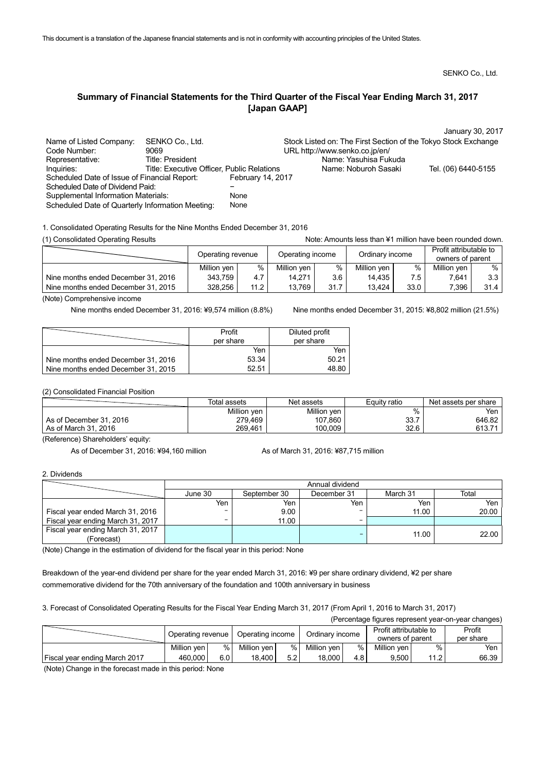This document is a translation of the Japanese financial statements and is not in conformity with accounting principles of the United States.

SENKO Co., Ltd.

# Summary of Financial Statements for the Third Quarter of the Fiscal Year Ending March 31, 2017 [Japan GAAP]

January 30, 2017

| | | | | |
|---|---|---|---|---|
| Name of Listed Company: | SENKO Co., Ltd. | Stock Listed on: The First Section of the Tokyo Stock Exchange | | |
| Code Number: | 9069 | URL http://www.senko.co.jp/en/ | | |
| Representative: | Title: President | Name: Yasuhisa Fukuda | | |
| Inquiries: | Title: Executive Officer, Public Relations | Name: Noburoh Sasaki | Tel. (06) 6440-5155 | |

Scheduled Date of Issue of Financial Report: February 14, 2017
Scheduled Date of Dividend Paid: –
Supplemental Information Materials: None
Scheduled Date of Quarterly Information Meeting: None

1. Consolidated Operating Results for the Nine Months Ended December 31, 2016

(1) Consolidated Operating Results

Note: Amounts less than ¥1 million have been rounded down.

| | Operating revenue | | Operating income | | Ordinary income | | Profit attributable to owners of parent | |
|---|---|---|---|---|---|---|---|---|
| | Million yen | % | Million yen | % | Million yen | % | Million yen | % |
| Nine months ended December 31, 2016 | 343,759 | 4.7 | 14,271 | 3.6 | 14,435 | 7.5 | 7,641 | 3.3 |
| Nine months ended December 31, 2015 | 328,256 | 11.2 | 13,769 | 31.7 | 13,424 | 33.0 | 7,396 | 31.4 |

(Note) Comprehensive income

Nine months ended December 31, 2016: ¥9,574 million (8.8%)  Nine months ended December 31, 2015: ¥8,802 million (21.5%)

| | Profit per share | Diluted profit per share |
|---|---|---|
| | Yen | Yen |
| Nine months ended December 31, 2016 | 53.34 | 50.21 |
| Nine months ended December 31, 2015 | 52.51 | 48.80 |

(2) Consolidated Financial Position

| | Total assets | Net assets | Equity ratio | Net assets per share |
|---|---|---|---|---|
| | Million yen | Million yen | % | Yen |
| As of December 31, 2016 | 279,469 | 107,860 | 33.7 | 646.82 |
| As of March 31, 2016 | 269,461 | 100,009 | 32.6 | 613.71 |

(Reference) Shareholders' equity:

As of December 31, 2016: ¥94,160 million  As of March 31, 2016: ¥87,715 million

2. Dividends

| | Annual dividend | | | | |
|---|---|---|---|---|---|
| | June 30 | September 30 | December 31 | March 31 | Total |
| | Yen | Yen | Yen | Yen | Yen |
| Fiscal year ended March 31, 2016 | – | 9.00 | – | 11.00 | 20.00 |
| Fiscal year ending March 31, 2017 | – | 11.00 | – | | |
| Fiscal year ending March 31, 2017 (Forecast) | | | – | 11.00 | 22.00 |

(Note) Change in the estimation of dividend for the fiscal year in this period: None

Breakdown of the year-end dividend per share for the year ended March 31, 2016: ¥9 per share ordinary dividend, ¥2 per share commemorative dividend for the 70th anniversary of the foundation and 100th anniversary in business

3. Forecast of Consolidated Operating Results for the Fiscal Year Ending March 31, 2017 (From April 1, 2016 to March 31, 2017)

(Percentage figures represent year-on-year changes)

| | Operating revenue | | Operating income | | Ordinary income | | Profit attributable to owners of parent | | Profit per share |
|---|---|---|---|---|---|---|---|---|---|
| | Million yen | % | Million yen | % | Million yen | % | Million yen | % | Yen |
| Fiscal year ending March 2017 | 460,000 | 6.0 | 18,400 | 5.2 | 18,000 | 4.8 | 9,500 | 11.2 | 66.39 |

(Note) Change in the forecast made in this period: None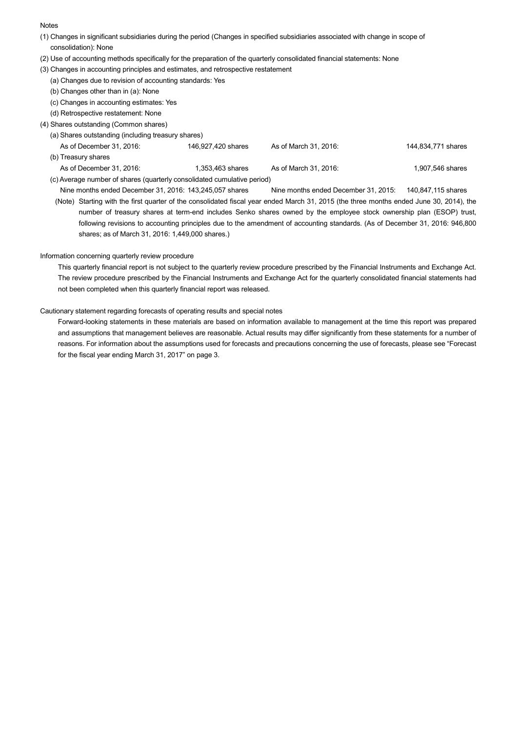Notes

(1) Changes in significant subsidiaries during the period (Changes in specified subsidiaries associated with change in scope of consolidation): None

(2) Use of accounting methods specifically for the preparation of the quarterly consolidated financial statements: None

(3) Changes in accounting principles and estimates, and retrospective restatement

(a) Changes due to revision of accounting standards: Yes

(b) Changes other than in (a): None

(c) Changes in accounting estimates: Yes

(d) Retrospective restatement: None

(4) Shares outstanding (Common shares)

(a) Shares outstanding (including treasury shares)

| As of December 31, 2016: | 146,927,420 shares | As of March 31, 2016: | 144,834,771 shares |
|---|---|---|---|

(b) Treasury shares

| As of December 31, 2016: | 1,353,463 shares | As of March 31, 2016: | 1,907,546 shares |
|---|---|---|---|

(c) Average number of shares (quarterly consolidated cumulative period)

| Nine months ended December 31, 2016: | 143,245,057 shares | Nine months ended December 31, 2015: | 140,847,115 shares |
|---|---|---|---|

(Note) Starting with the first quarter of the consolidated fiscal year ended March 31, 2015 (the three months ended June 30, 2014), the number of treasury shares at term-end includes Senko shares owned by the employee stock ownership plan (ESOP) trust, following revisions to accounting principles due to the amendment of accounting standards. (As of December 31, 2016: 946,800 shares; as of March 31, 2016: 1,449,000 shares.)

Information concerning quarterly review procedure

This quarterly financial report is not subject to the quarterly review procedure prescribed by the Financial Instruments and Exchange Act. The review procedure prescribed by the Financial Instruments and Exchange Act for the quarterly consolidated financial statements had not been completed when this quarterly financial report was released.

Cautionary statement regarding forecasts of operating results and special notes

Forward-looking statements in these materials are based on information available to management at the time this report was prepared and assumptions that management believes are reasonable. Actual results may differ significantly from these statements for a number of reasons. For information about the assumptions used for forecasts and precautions concerning the use of forecasts, please see "Forecast for the fiscal year ending March 31, 2017" on page 3.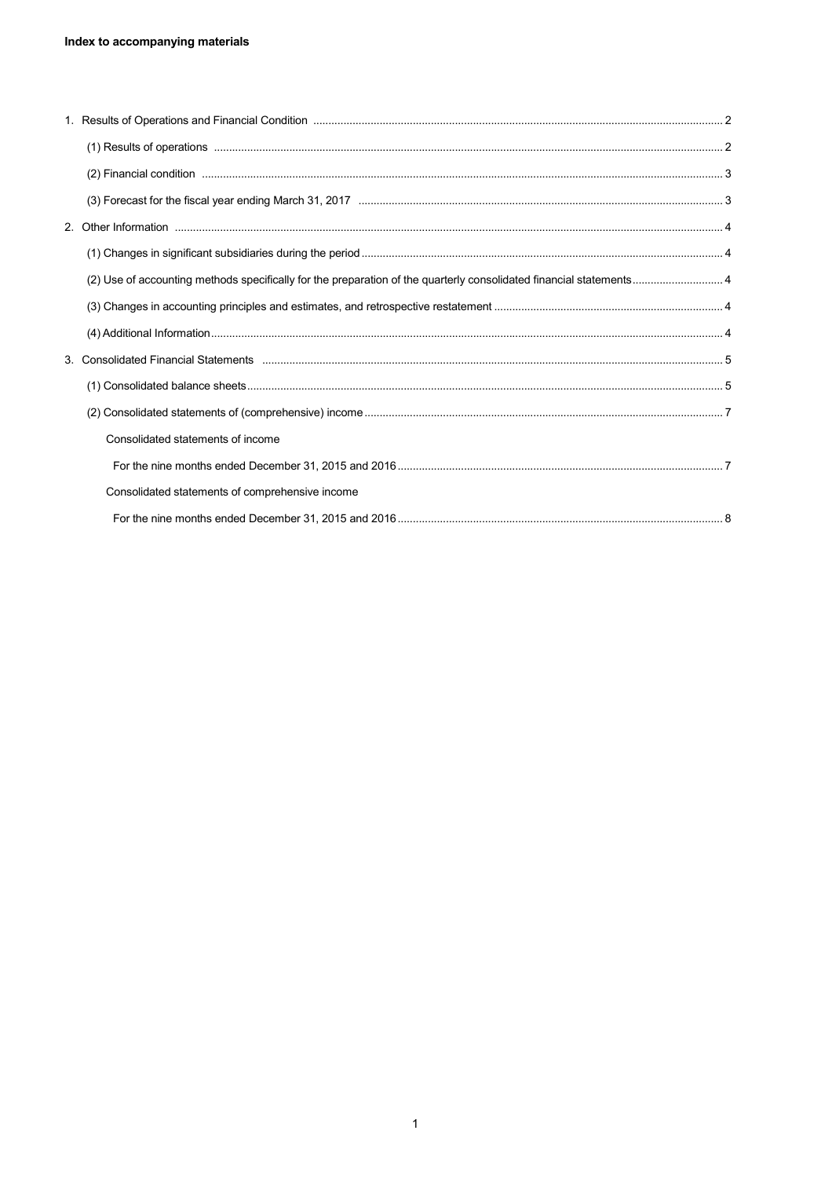**Index to accompanying materials**

1. Results of Operations and Financial Condition ..... 2
   - (1) Results of operations ..... 2
   - (2) Financial condition ..... 3
   - (3) Forecast for the fiscal year ending March 31, 2017 ..... 3
2. Other Information ..... 4
   - (1) Changes in significant subsidiaries during the period ..... 4
   - (2) Use of accounting methods specifically for the preparation of the quarterly consolidated financial statements ..... 4
   - (3) Changes in accounting principles and estimates, and retrospective restatement ..... 4
   - (4) Additional Information ..... 4
3. Consolidated Financial Statements ..... 5
   - (1) Consolidated balance sheets ..... 5
   - (2) Consolidated statements of (comprehensive) income ..... 7
     - Consolidated statements of income
       - For the nine months ended December 31, 2015 and 2016 ..... 7
     - Consolidated statements of comprehensive income
       - For the nine months ended December 31, 2015 and 2016 ..... 8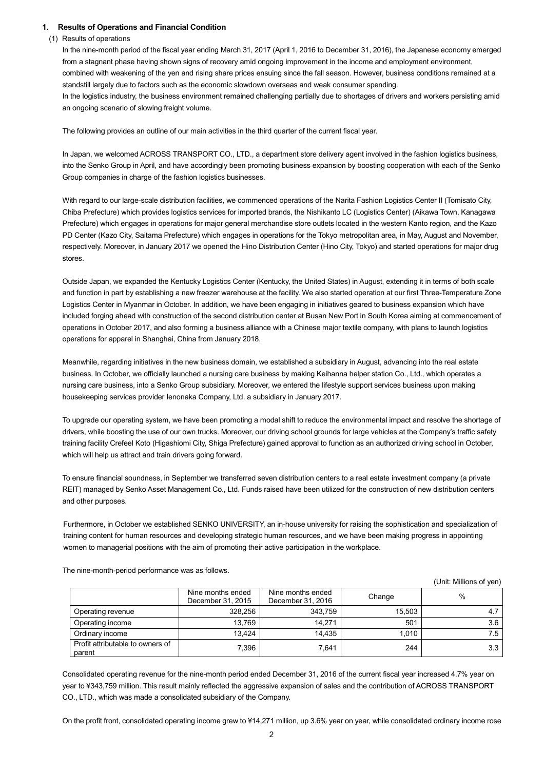## 1. Results of Operations and Financial Condition

### (1) Results of operations

In the nine-month period of the fiscal year ending March 31, 2017 (April 1, 2016 to December 31, 2016), the Japanese economy emerged from a stagnant phase having shown signs of recovery amid ongoing improvement in the income and employment environment, combined with weakening of the yen and rising share prices ensuing since the fall season. However, business conditions remained at a standstill largely due to factors such as the economic slowdown overseas and weak consumer spending.

In the logistics industry, the business environment remained challenging partially due to shortages of drivers and workers persisting amid an ongoing scenario of slowing freight volume.

The following provides an outline of our main activities in the third quarter of the current fiscal year.

In Japan, we welcomed ACROSS TRANSPORT CO., LTD., a department store delivery agent involved in the fashion logistics business, into the Senko Group in April, and have accordingly been promoting business expansion by boosting cooperation with each of the Senko Group companies in charge of the fashion logistics businesses.

With regard to our large-scale distribution facilities, we commenced operations of the Narita Fashion Logistics Center II (Tomisato City, Chiba Prefecture) which provides logistics services for imported brands, the Nishikanto LC (Logistics Center) (Aikawa Town, Kanagawa Prefecture) which engages in operations for major general merchandise store outlets located in the western Kanto region, and the Kazo PD Center (Kazo City, Saitama Prefecture) which engages in operations for the Tokyo metropolitan area, in May, August and November, respectively. Moreover, in January 2017 we opened the Hino Distribution Center (Hino City, Tokyo) and started operations for major drug stores.

Outside Japan, we expanded the Kentucky Logistics Center (Kentucky, the United States) in August, extending it in terms of both scale and function in part by establishing a new freezer warehouse at the facility. We also started operation at our first Three-Temperature Zone Logistics Center in Myanmar in October. In addition, we have been engaging in initiatives geared to business expansion which have included forging ahead with construction of the second distribution center at Busan New Port in South Korea aiming at commencement of operations in October 2017, and also forming a business alliance with a Chinese major textile company, with plans to launch logistics operations for apparel in Shanghai, China from January 2018.

Meanwhile, regarding initiatives in the new business domain, we established a subsidiary in August, advancing into the real estate business. In October, we officially launched a nursing care business by making Keihanna helper station Co., Ltd., which operates a nursing care business, into a Senko Group subsidiary. Moreover, we entered the lifestyle support services business upon making housekeeping services provider Ienonaka Company, Ltd. a subsidiary in January 2017.

To upgrade our operating system, we have been promoting a modal shift to reduce the environmental impact and resolve the shortage of drivers, while boosting the use of our own trucks. Moreover, our driving school grounds for large vehicles at the Company's traffic safety training facility Crefeel Koto (Higashiomi City, Shiga Prefecture) gained approval to function as an authorized driving school in October, which will help us attract and train drivers going forward.

To ensure financial soundness, in September we transferred seven distribution centers to a real estate investment company (a private REIT) managed by Senko Asset Management Co., Ltd. Funds raised have been utilized for the construction of new distribution centers and other purposes.

Furthermore, in October we established SENKO UNIVERSITY, an in-house university for raising the sophistication and specialization of training content for human resources and developing strategic human resources, and we have been making progress in appointing women to managerial positions with the aim of promoting their active participation in the workplace.

The nine-month-period performance was as follows.

(Unit: Millions of yen)

| | Nine months ended December 31, 2015 | Nine months ended December 31, 2016 | Change | % |
|---|---|---|---|---|
| Operating revenue | 328,256 | 343,759 | 15,503 | 4.7 |
| Operating income | 13,769 | 14,271 | 501 | 3.6 |
| Ordinary income | 13,424 | 14,435 | 1,010 | 7.5 |
| Profit attributable to owners of parent | 7,396 | 7,641 | 244 | 3.3 |

Consolidated operating revenue for the nine-month period ended December 31, 2016 of the current fiscal year increased 4.7% year on year to ¥343,759 million. This result mainly reflected the aggressive expansion of sales and the contribution of ACROSS TRANSPORT CO., LTD., which was made a consolidated subsidiary of the Company.

On the profit front, consolidated operating income grew to ¥14,271 million, up 3.6% year on year, while consolidated ordinary income rose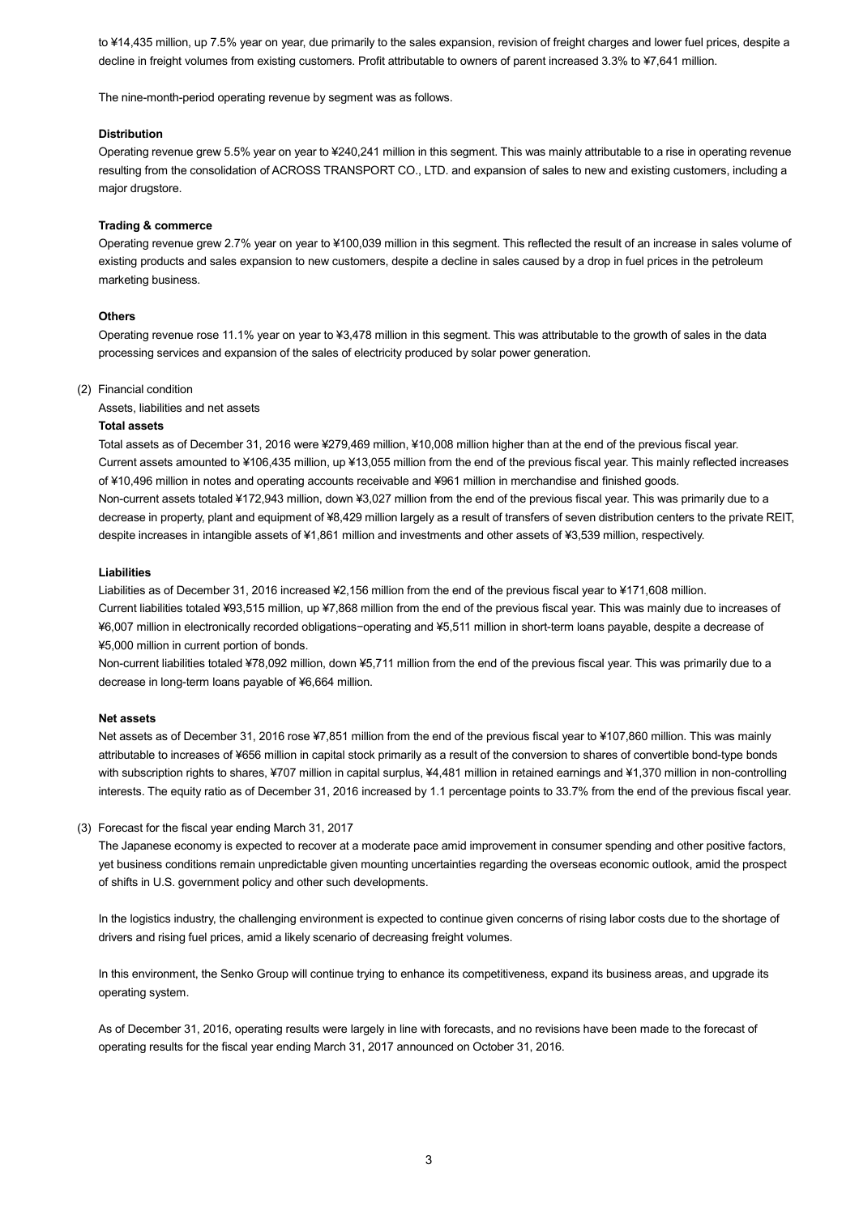to ¥14,435 million, up 7.5% year on year, due primarily to the sales expansion, revision of freight charges and lower fuel prices, despite a decline in freight volumes from existing customers. Profit attributable to owners of parent increased 3.3% to ¥7,641 million.

The nine-month-period operating revenue by segment was as follows.

**Distribution**

Operating revenue grew 5.5% year on year to ¥240,241 million in this segment. This was mainly attributable to a rise in operating revenue resulting from the consolidation of ACROSS TRANSPORT CO., LTD. and expansion of sales to new and existing customers, including a major drugstore.

**Trading & commerce**

Operating revenue grew 2.7% year on year to ¥100,039 million in this segment. This reflected the result of an increase in sales volume of existing products and sales expansion to new customers, despite a decline in sales caused by a drop in fuel prices in the petroleum marketing business.

**Others**

Operating revenue rose 11.1% year on year to ¥3,478 million in this segment. This was attributable to the growth of sales in the data processing services and expansion of the sales of electricity produced by solar power generation.

(2) Financial condition

Assets, liabilities and net assets

**Total assets**

Total assets as of December 31, 2016 were ¥279,469 million, ¥10,008 million higher than at the end of the previous fiscal year.
Current assets amounted to ¥106,435 million, up ¥13,055 million from the end of the previous fiscal year. This mainly reflected increases of ¥10,496 million in notes and operating accounts receivable and ¥961 million in merchandise and finished goods.
Non-current assets totaled ¥172,943 million, down ¥3,027 million from the end of the previous fiscal year. This was primarily due to a decrease in property, plant and equipment of ¥8,429 million largely as a result of transfers of seven distribution centers to the private REIT, despite increases in intangible assets of ¥1,861 million and investments and other assets of ¥3,539 million, respectively.

**Liabilities**

Liabilities as of December 31, 2016 increased ¥2,156 million from the end of the previous fiscal year to ¥171,608 million.
Current liabilities totaled ¥93,515 million, up ¥7,868 million from the end of the previous fiscal year. This was mainly due to increases of ¥6,007 million in electronically recorded obligations−operating and ¥5,511 million in short-term loans payable, despite a decrease of ¥5,000 million in current portion of bonds.
Non-current liabilities totaled ¥78,092 million, down ¥5,711 million from the end of the previous fiscal year. This was primarily due to a decrease in long-term loans payable of ¥6,664 million.

**Net assets**

Net assets as of December 31, 2016 rose ¥7,851 million from the end of the previous fiscal year to ¥107,860 million. This was mainly attributable to increases of ¥656 million in capital stock primarily as a result of the conversion to shares of convertible bond-type bonds with subscription rights to shares, ¥707 million in capital surplus, ¥4,481 million in retained earnings and ¥1,370 million in non-controlling interests. The equity ratio as of December 31, 2016 increased by 1.1 percentage points to 33.7% from the end of the previous fiscal year.

(3) Forecast for the fiscal year ending March 31, 2017

The Japanese economy is expected to recover at a moderate pace amid improvement in consumer spending and other positive factors, yet business conditions remain unpredictable given mounting uncertainties regarding the overseas economic outlook, amid the prospect of shifts in U.S. government policy and other such developments.

In the logistics industry, the challenging environment is expected to continue given concerns of rising labor costs due to the shortage of drivers and rising fuel prices, amid a likely scenario of decreasing freight volumes.

In this environment, the Senko Group will continue trying to enhance its competitiveness, expand its business areas, and upgrade its operating system.

As of December 31, 2016, operating results were largely in line with forecasts, and no revisions have been made to the forecast of operating results for the fiscal year ending March 31, 2017 announced on October 31, 2016.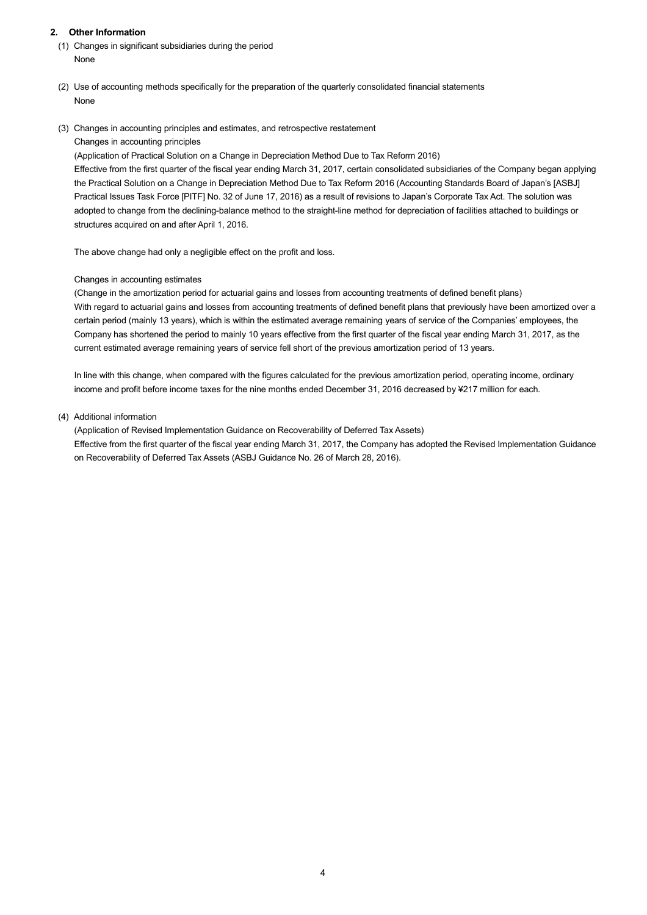## 2. Other Information

(1) Changes in significant subsidiaries during the period

None

(2) Use of accounting methods specifically for the preparation of the quarterly consolidated financial statements

None

(3) Changes in accounting principles and estimates, and retrospective restatement

Changes in accounting principles

(Application of Practical Solution on a Change in Depreciation Method Due to Tax Reform 2016)

Effective from the first quarter of the fiscal year ending March 31, 2017, certain consolidated subsidiaries of the Company began applying the Practical Solution on a Change in Depreciation Method Due to Tax Reform 2016 (Accounting Standards Board of Japan's [ASBJ] Practical Issues Task Force [PITF] No. 32 of June 17, 2016) as a result of revisions to Japan's Corporate Tax Act. The solution was adopted to change from the declining-balance method to the straight-line method for depreciation of facilities attached to buildings or structures acquired on and after April 1, 2016.

The above change had only a negligible effect on the profit and loss.

Changes in accounting estimates

(Change in the amortization period for actuarial gains and losses from accounting treatments of defined benefit plans)

With regard to actuarial gains and losses from accounting treatments of defined benefit plans that previously have been amortized over a certain period (mainly 13 years), which is within the estimated average remaining years of service of the Companies' employees, the Company has shortened the period to mainly 10 years effective from the first quarter of the fiscal year ending March 31, 2017, as the current estimated average remaining years of service fell short of the previous amortization period of 13 years.

In line with this change, when compared with the figures calculated for the previous amortization period, operating income, ordinary income and profit before income taxes for the nine months ended December 31, 2016 decreased by ¥217 million for each.

(4) Additional information

(Application of Revised Implementation Guidance on Recoverability of Deferred Tax Assets)

Effective from the first quarter of the fiscal year ending March 31, 2017, the Company has adopted the Revised Implementation Guidance on Recoverability of Deferred Tax Assets (ASBJ Guidance No. 26 of March 28, 2016).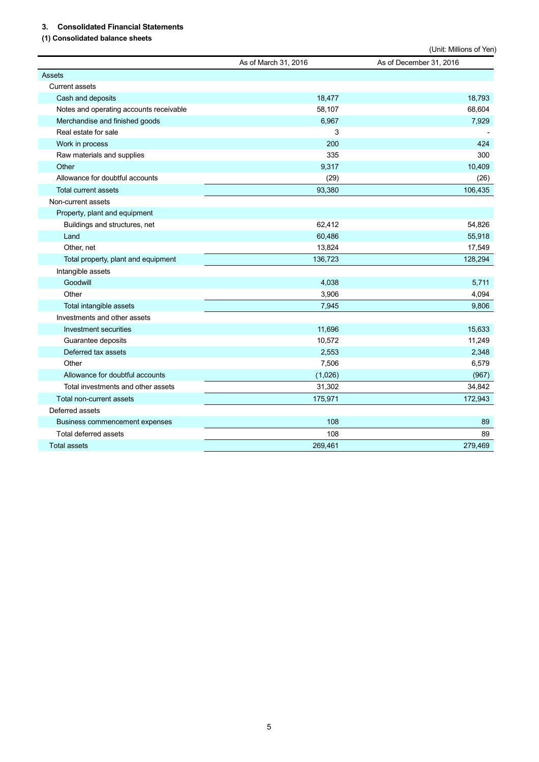## 3. Consolidated Financial Statements

### (1) Consolidated balance sheets

(Unit: Millions of Yen)

| | As of March 31, 2016 | As of December 31, 2016 |
|---|---|---|
| Assets | | |
| Current assets | | |
| Cash and deposits | 18,477 | 18,793 |
| Notes and operating accounts receivable | 58,107 | 68,604 |
| Merchandise and finished goods | 6,967 | 7,929 |
| Real estate for sale | 3 | - |
| Work in process | 200 | 424 |
| Raw materials and supplies | 335 | 300 |
| Other | 9,317 | 10,409 |
| Allowance for doubtful accounts | (29) | (26) |
| Total current assets | 93,380 | 106,435 |
| Non-current assets | | |
| Property, plant and equipment | | |
| Buildings and structures, net | 62,412 | 54,826 |
| Land | 60,486 | 55,918 |
| Other, net | 13,824 | 17,549 |
| Total property, plant and equipment | 136,723 | 128,294 |
| Intangible assets | | |
| Goodwill | 4,038 | 5,711 |
| Other | 3,906 | 4,094 |
| Total intangible assets | 7,945 | 9,806 |
| Investments and other assets | | |
| Investment securities | 11,696 | 15,633 |
| Guarantee deposits | 10,572 | 11,249 |
| Deferred tax assets | 2,553 | 2,348 |
| Other | 7,506 | 6,579 |
| Allowance for doubtful accounts | (1,026) | (967) |
| Total investments and other assets | 31,302 | 34,842 |
| Total non-current assets | 175,971 | 172,943 |
| Deferred assets | | |
| Business commencement expenses | 108 | 89 |
| Total deferred assets | 108 | 89 |
| Total assets | 269,461 | 279,469 |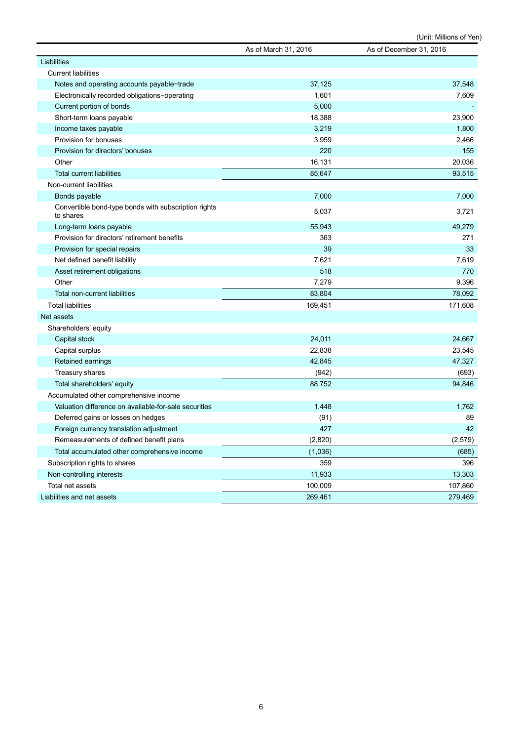(Unit: Millions of Yen)

| | As of March 31, 2016 | As of December 31, 2016 |
|---|---|---|
| Liabilities | | |
| Current liabilities | | |
| Notes and operating accounts payable−trade | 37,125 | 37,548 |
| Electronically recorded obligations−operating | 1,601 | 7,609 |
| Current portion of bonds | 5,000 | - |
| Short-term loans payable | 18,388 | 23,900 |
| Income taxes payable | 3,219 | 1,800 |
| Provision for bonuses | 3,959 | 2,466 |
| Provision for directors' bonuses | 220 | 155 |
| Other | 16,131 | 20,036 |
| Total current liabilities | 85,647 | 93,515 |
| Non-current liabilities | | |
| Bonds payable | 7,000 | 7,000 |
| Convertible bond-type bonds with subscription rights to shares | 5,037 | 3,721 |
| Long-term loans payable | 55,943 | 49,279 |
| Provision for directors' retirement benefits | 363 | 271 |
| Provision for special repairs | 39 | 33 |
| Net defined benefit liability | 7,621 | 7,619 |
| Asset retirement obligations | 518 | 770 |
| Other | 7,279 | 9,396 |
| Total non-current liabilities | 83,804 | 78,092 |
| Total liabilities | 169,451 | 171,608 |
| Net assets | | |
| Shareholders' equity | | |
| Capital stock | 24,011 | 24,667 |
| Capital surplus | 22,838 | 23,545 |
| Retained earnings | 42,845 | 47,327 |
| Treasury shares | (942) | (693) |
| Total shareholders' equity | 88,752 | 94,846 |
| Accumulated other comprehensive income | | |
| Valuation difference on available-for-sale securities | 1,448 | 1,762 |
| Deferred gains or losses on hedges | (91) | 89 |
| Foreign currency translation adjustment | 427 | 42 |
| Remeasurements of defined benefit plans | (2,820) | (2,579) |
| Total accumulated other comprehensive income | (1,036) | (685) |
| Subscription rights to shares | 359 | 396 |
| Non-controlling interests | 11,933 | 13,303 |
| Total net assets | 100,009 | 107,860 |
| Liabilities and net assets | 269,461 | 279,469 |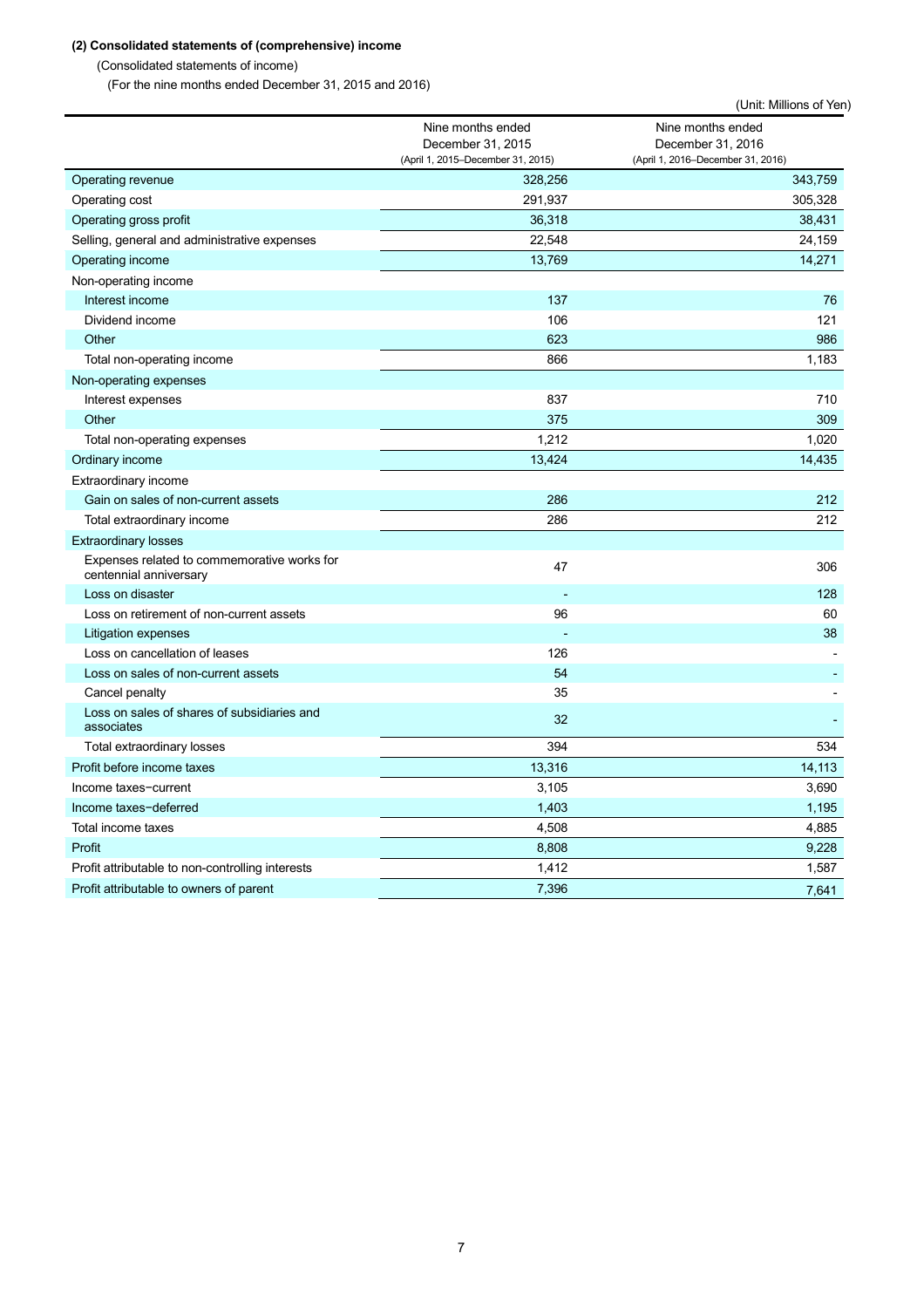**(2) Consolidated statements of (comprehensive) income**

(Consolidated statements of income)

(For the nine months ended December 31, 2015 and 2016)

(Unit: Millions of Yen)

| | Nine months ended December 31, 2015 (April 1, 2015–December 31, 2015) | Nine months ended December 31, 2016 (April 1, 2016–December 31, 2016) |
|---|---|---|
| Operating revenue | 328,256 | 343,759 |
| Operating cost | 291,937 | 305,328 |
| Operating gross profit | 36,318 | 38,431 |
| Selling, general and administrative expenses | 22,548 | 24,159 |
| Operating income | 13,769 | 14,271 |
| Non-operating income | | |
| Interest income | 137 | 76 |
| Dividend income | 106 | 121 |
| Other | 623 | 986 |
| Total non-operating income | 866 | 1,183 |
| Non-operating expenses | | |
| Interest expenses | 837 | 710 |
| Other | 375 | 309 |
| Total non-operating expenses | 1,212 | 1,020 |
| Ordinary income | 13,424 | 14,435 |
| Extraordinary income | | |
| Gain on sales of non-current assets | 286 | 212 |
| Total extraordinary income | 286 | 212 |
| Extraordinary losses | | |
| Expenses related to commemorative works for centennial anniversary | 47 | 306 |
| Loss on disaster | - | 128 |
| Loss on retirement of non-current assets | 96 | 60 |
| Litigation expenses | - | 38 |
| Loss on cancellation of leases | 126 | - |
| Loss on sales of non-current assets | 54 | - |
| Cancel penalty | 35 | - |
| Loss on sales of shares of subsidiaries and associates | 32 | - |
| Total extraordinary losses | 394 | 534 |
| Profit before income taxes | 13,316 | 14,113 |
| Income taxes−current | 3,105 | 3,690 |
| Income taxes−deferred | 1,403 | 1,195 |
| Total income taxes | 4,508 | 4,885 |
| Profit | 8,808 | 9,228 |
| Profit attributable to non-controlling interests | 1,412 | 1,587 |
| Profit attributable to owners of parent | 7,396 | 7,641 |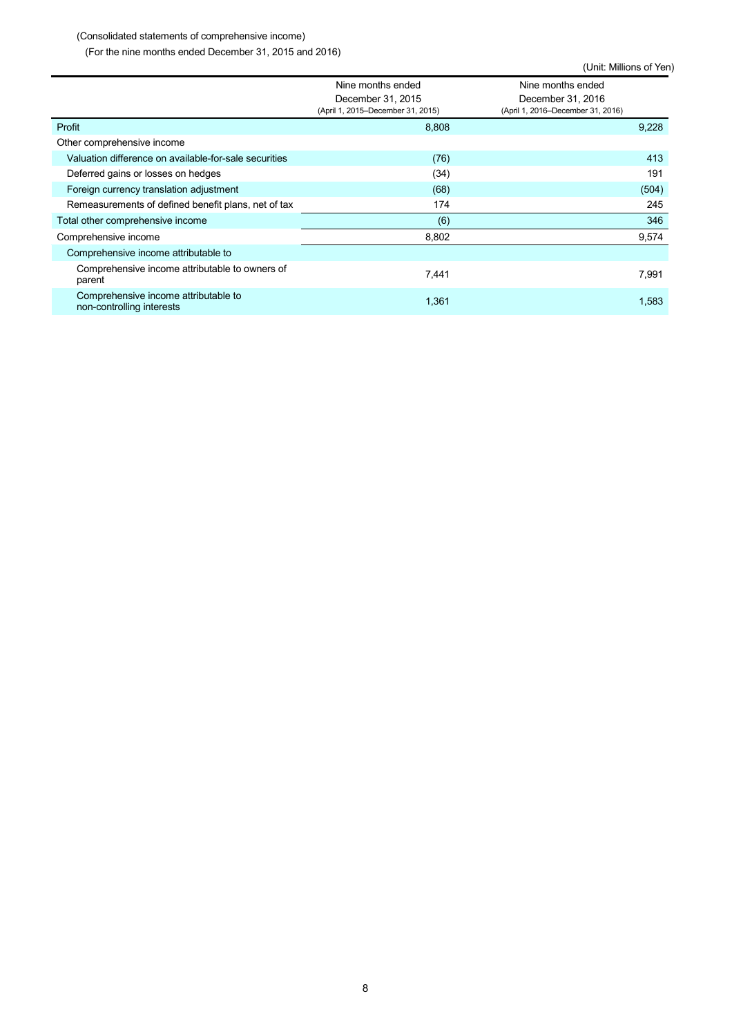(Consolidated statements of comprehensive income)

(For the nine months ended December 31, 2015 and 2016)

(Unit: Millions of Yen)

| | Nine months ended December 31, 2015 (April 1, 2015–December 31, 2015) | Nine months ended December 31, 2016 (April 1, 2016–December 31, 2016) |
|---|---|---|
| Profit | 8,808 | 9,228 |
| Other comprehensive income | | |
| Valuation difference on available-for-sale securities | (76) | 413 |
| Deferred gains or losses on hedges | (34) | 191 |
| Foreign currency translation adjustment | (68) | (504) |
| Remeasurements of defined benefit plans, net of tax | 174 | 245 |
| Total other comprehensive income | (6) | 346 |
| Comprehensive income | 8,802 | 9,574 |
| Comprehensive income attributable to | | |
| Comprehensive income attributable to owners of parent | 7,441 | 7,991 |
| Comprehensive income attributable to non-controlling interests | 1,361 | 1,583 |